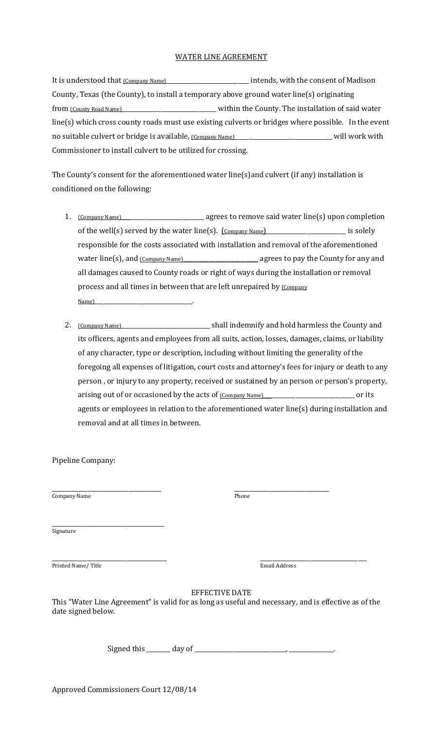WATER LINE AGREEMENT

It is understood that (Company Name)\_\_\_\_\_\_\_\_\_\_\_\_\_\_\_\_\_\_\_\_\_\_\_\_\_\_\_\_\_\_ intends, with the consent of Madison County, Texas (the County), to install a temporary above ground water line(s) originating from (County Road Name)\_\_\_\_\_\_\_\_\_\_\_\_\_\_\_\_\_\_\_\_\_\_\_\_\_\_\_\_\_\_\_\_\_ within the County. The installation of said water line(s) which cross county roads must use existing culverts or bridges where possible. In the event no suitable culvert or bridge is available, (Company Name)\_\_\_\_\_\_\_\_\_\_\_\_\_\_\_\_\_\_\_\_\_\_\_\_\_\_\_\_\_\_\_\_\_\_\_ will work with Commissioner to install culvert to be utilized for crossing.

The County's consent for the aforementioned water line(s)and culvert (if any) installation is conditioned on the following:

1. (Company Name)\_\_\_\_\_\_\_\_\_\_\_\_\_\_\_\_\_\_\_\_\_\_\_\_\_\_\_\_ agrees to remove said water line(s) upon completion of the well(s) served by the water line(s). (Company Name)\_\_\_\_\_\_\_\_\_\_\_\_\_\_\_\_\_\_\_\_\_\_\_\_\_\_\_\_\_ is solely responsible for the costs associated with installation and removal of the aforementioned water line(s), and (Company Name)\_\_\_\_\_\_\_\_\_\_\_\_\_\_\_\_\_\_\_\_\_\_\_\_\_\_\_\_\_ agrees to pay the County for any and all damages caused to County roads or right of ways during the installation or removal process and all times in between that are left unrepaired by (Company Name)\_\_\_\_\_\_\_\_\_\_\_\_\_\_\_\_\_\_\_\_\_\_\_\_\_\_\_\_\_\_\_\_\_\_\_.

2. (Company Name)\_\_\_\_\_\_\_\_\_\_\_\_\_\_\_\_\_\_\_\_\_\_\_\_\_\_\_\_\_\_\_\_\_\_ shall indemnify and hold harmless the County and its officers, agents and employees from all suits, action, losses, damages, claims, or liability of any character, type or description, including without limiting the generality of the foregoing all expenses of litigation, court costs and attorney's fees for injury or death to any person , or injury to any property, received or sustained by an person or person's property, arising out of or occasioned by the acts of (Company Name)\_\_\_\_\_\_\_\_\_\_\_\_\_\_\_\_\_\_\_\_\_\_\_\_\_\_\_\_\_\_\_\_ or its agents or employees in relation to the aforementioned water line(s) during installation and removal and at all times in between.

Pipeline Company:

\_\_\_\_\_\_\_\_\_\_\_\_\_\_\_\_\_\_\_\_\_\_\_\_\_\_\_\_\_\_\_\_\_\_\_\_\_\_
Company Name

\_\_\_\_\_\_\_\_\_\_\_\_\_\_\_\_\_\_\_\_\_\_\_\_\_\_\_\_\_\_\_\_\_\_
Phone

\_\_\_\_\_\_\_\_\_\_\_\_\_\_\_\_\_\_\_\_\_\_\_\_\_\_\_\_\_\_\_\_\_\_\_\_\_\_\_
Signature

\_\_\_\_\_\_\_\_\_\_\_\_\_\_\_\_\_\_\_\_\_\_\_\_\_\_\_\_\_\_\_\_\_\_\_\_\_\_\_\_
Printed Name/ Title

\_\_\_\_\_\_\_\_\_\_\_\_\_\_\_\_\_\_\_\_\_\_\_\_\_\_\_\_\_\_\_\_\_\_\_\_\_\_
Email Address

EFFECTIVE DATE

This "Water Line Agreement" is valid for as long as useful and necessary, and is effective as of the date signed below.

Signed this \_\_\_\_\_\_\_\_ day of \_\_\_\_\_\_\_\_\_\_\_\_\_\_\_\_\_\_\_\_\_\_\_\_\_\_\_\_\_\_\_\_, \_\_\_\_\_\_\_\_\_\_\_\_\_\_\_.

Approved Commissioners Court 12/08/14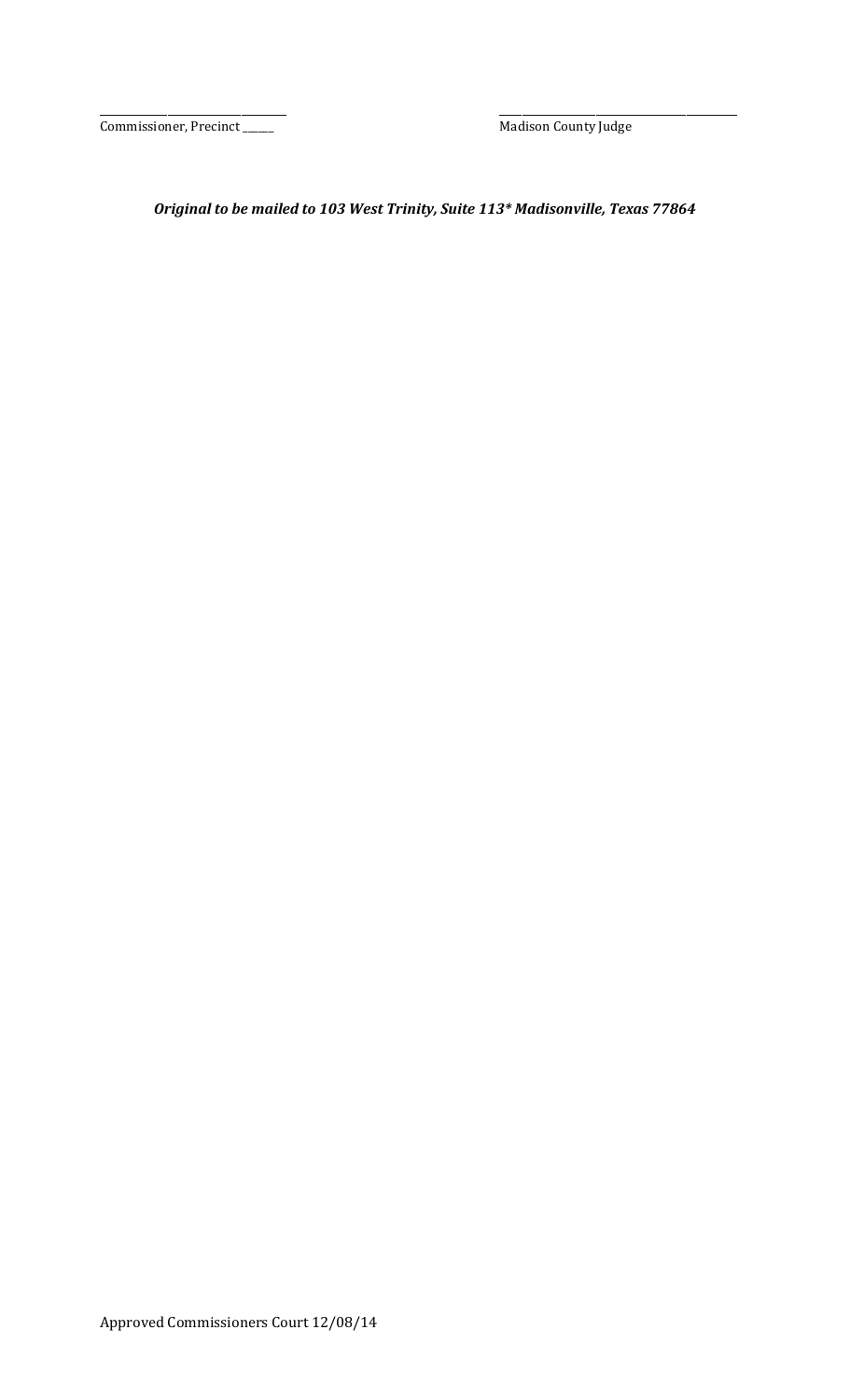______________________________ ______________________________

Commissioner, Precinct ______ Madison County Judge

***Original to be mailed to 103 West Trinity, Suite 113\* Madisonville, Texas 77864***

Approved Commissioners Court 12/08/14